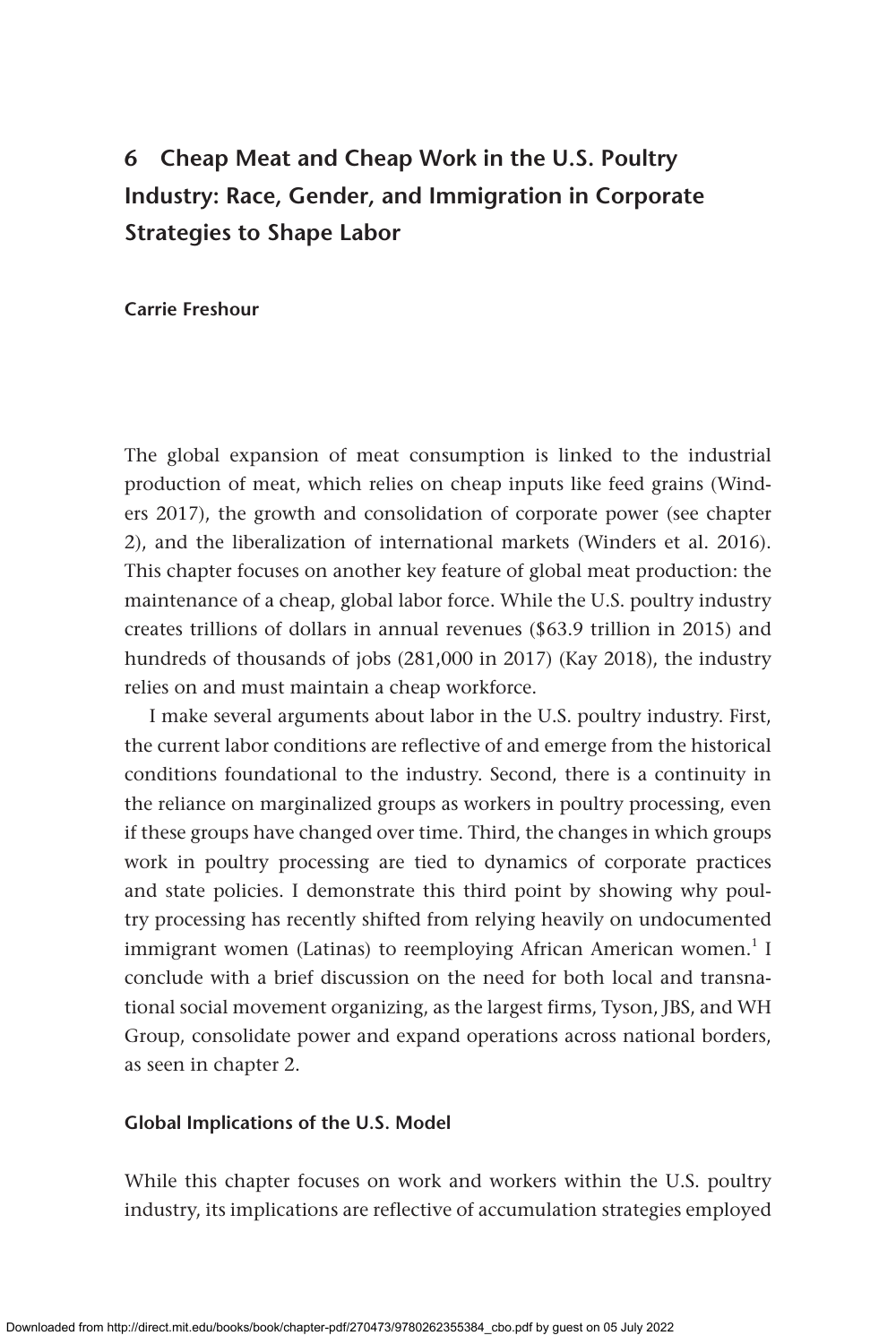# 6 Cheap Meat and Cheap Work in the U.S. Poultry Industry: Race, Gender, and Immigration in Corporate Strategies to Shape Labor

**Carrie Freshour**

The global expansion of meat consumption is linked to the industrial production of meat, which relies on cheap inputs like feed grains (Winders 2017), the growth and consolidation of corporate power (see chapter 2), and the liberalization of international markets (Winders et al. 2016). This chapter focuses on another key feature of global meat production: the maintenance of a cheap, global labor force. While the U.S. poultry industry creates trillions of dollars in annual revenues ($63.9 trillion in 2015) and hundreds of thousands of jobs (281,000 in 2017) (Kay 2018), the industry relies on and must maintain a cheap workforce.

I make several arguments about labor in the U.S. poultry industry. First, the current labor conditions are reflective of and emerge from the historical conditions foundational to the industry. Second, there is a continuity in the reliance on marginalized groups as workers in poultry processing, even if these groups have changed over time. Third, the changes in which groups work in poultry processing are tied to dynamics of corporate practices and state policies. I demonstrate this third point by showing why poultry processing has recently shifted from relying heavily on undocumented immigrant women (Latinas) to reemploying African American women.[1] I conclude with a brief discussion on the need for both local and transnational social movement organizing, as the largest firms, Tyson, JBS, and WH Group, consolidate power and expand operations across national borders, as seen in chapter 2.

### Global Implications of the U.S. Model

While this chapter focuses on work and workers within the U.S. poultry industry, its implications are reflective of accumulation strategies employed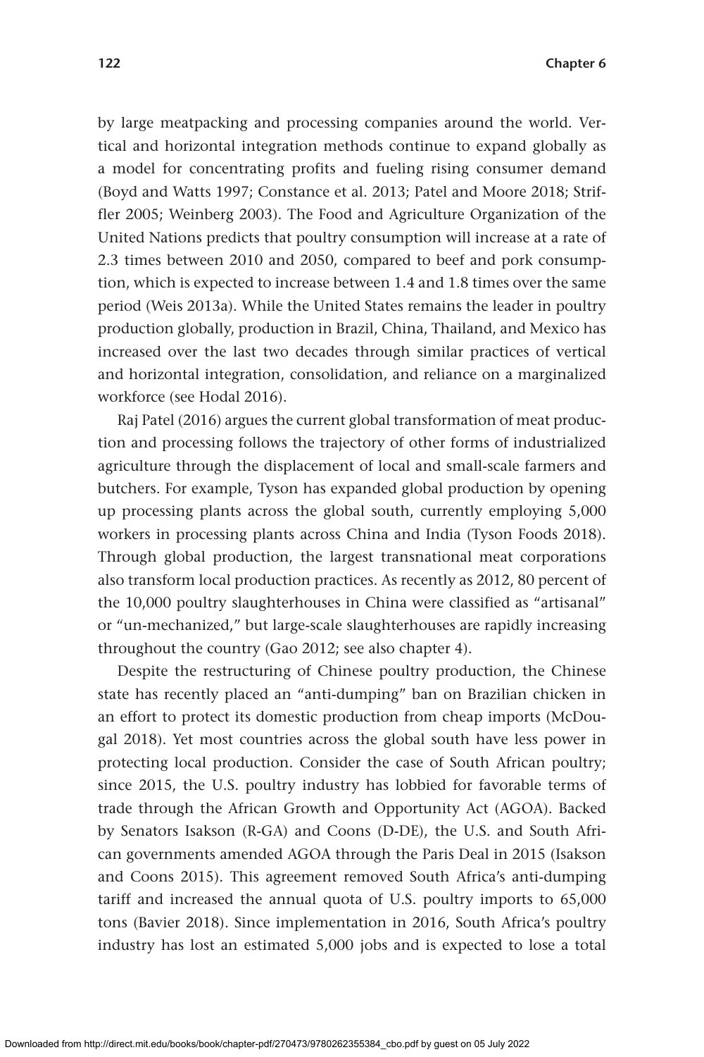by large meatpacking and processing companies around the world. Vertical and horizontal integration methods continue to expand globally as a model for concentrating profits and fueling rising consumer demand (Boyd and Watts 1997; Constance et al. 2013; Patel and Moore 2018; Striffler 2005; Weinberg 2003). The Food and Agriculture Organization of the United Nations predicts that poultry consumption will increase at a rate of 2.3 times between 2010 and 2050, compared to beef and pork consumption, which is expected to increase between 1.4 and 1.8 times over the same period (Weis 2013a). While the United States remains the leader in poultry production globally, production in Brazil, China, Thailand, and Mexico has increased over the last two decades through similar practices of vertical and horizontal integration, consolidation, and reliance on a marginalized workforce (see Hodal 2016).

Raj Patel (2016) argues the current global transformation of meat production and processing follows the trajectory of other forms of industrialized agriculture through the displacement of local and small-scale farmers and butchers. For example, Tyson has expanded global production by opening up processing plants across the global south, currently employing 5,000 workers in processing plants across China and India (Tyson Foods 2018). Through global production, the largest transnational meat corporations also transform local production practices. As recently as 2012, 80 percent of the 10,000 poultry slaughterhouses in China were classified as "artisanal" or "un-mechanized," but large-scale slaughterhouses are rapidly increasing throughout the country (Gao 2012; see also chapter 4).

Despite the restructuring of Chinese poultry production, the Chinese state has recently placed an "anti-dumping" ban on Brazilian chicken in an effort to protect its domestic production from cheap imports (McDougal 2018). Yet most countries across the global south have less power in protecting local production. Consider the case of South African poultry; since 2015, the U.S. poultry industry has lobbied for favorable terms of trade through the African Growth and Opportunity Act (AGOA). Backed by Senators Isakson (R-GA) and Coons (D-DE), the U.S. and South African governments amended AGOA through the Paris Deal in 2015 (Isakson and Coons 2015). This agreement removed South Africa's anti-dumping tariff and increased the annual quota of U.S. poultry imports to 65,000 tons (Bavier 2018). Since implementation in 2016, South Africa's poultry industry has lost an estimated 5,000 jobs and is expected to lose a total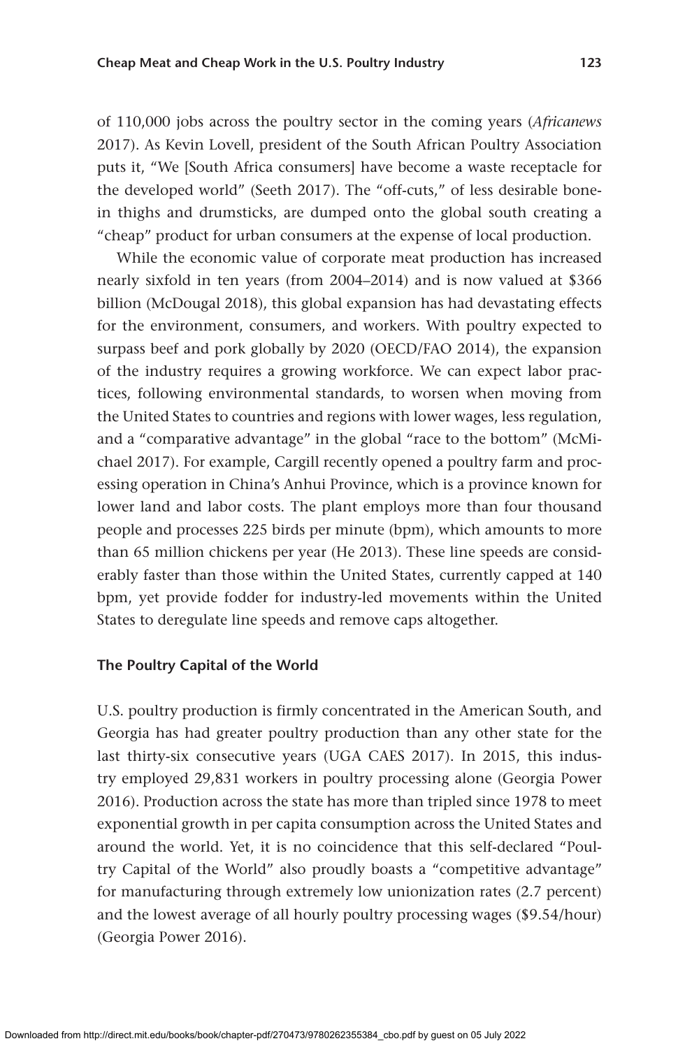of 110,000 jobs across the poultry sector in the coming years (*Africanews* 2017). As Kevin Lovell, president of the South African Poultry Association puts it, "We [South Africa consumers] have become a waste receptacle for the developed world" (Seeth 2017). The "off-cuts," of less desirable bone-in thighs and drumsticks, are dumped onto the global south creating a "cheap" product for urban consumers at the expense of local production.

While the economic value of corporate meat production has increased nearly sixfold in ten years (from 2004–2014) and is now valued at $366 billion (McDougal 2018), this global expansion has had devastating effects for the environment, consumers, and workers. With poultry expected to surpass beef and pork globally by 2020 (OECD/FAO 2014), the expansion of the industry requires a growing workforce. We can expect labor practices, following environmental standards, to worsen when moving from the United States to countries and regions with lower wages, less regulation, and a "comparative advantage" in the global "race to the bottom" (McMichael 2017). For example, Cargill recently opened a poultry farm and processing operation in China's Anhui Province, which is a province known for lower land and labor costs. The plant employs more than four thousand people and processes 225 birds per minute (bpm), which amounts to more than 65 million chickens per year (He 2013). These line speeds are considerably faster than those within the United States, currently capped at 140 bpm, yet provide fodder for industry-led movements within the United States to deregulate line speeds and remove caps altogether.

### The Poultry Capital of the World

U.S. poultry production is firmly concentrated in the American South, and Georgia has had greater poultry production than any other state for the last thirty-six consecutive years (UGA CAES 2017). In 2015, this industry employed 29,831 workers in poultry processing alone (Georgia Power 2016). Production across the state has more than tripled since 1978 to meet exponential growth in per capita consumption across the United States and around the world. Yet, it is no coincidence that this self-declared "Poultry Capital of the World" also proudly boasts a "competitive advantage" for manufacturing through extremely low unionization rates (2.7 percent) and the lowest average of all hourly poultry processing wages ($9.54/hour) (Georgia Power 2016).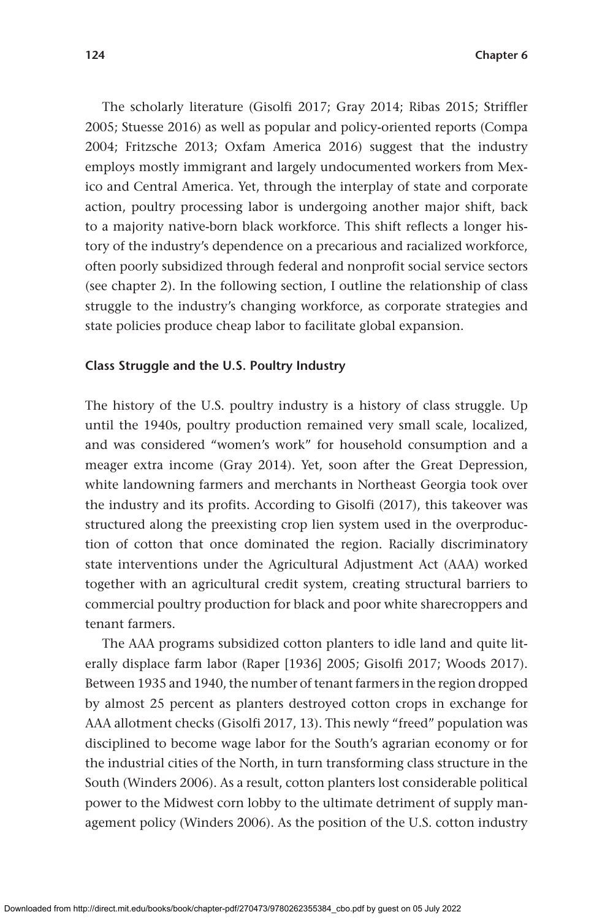The scholarly literature (Gisolfi 2017; Gray 2014; Ribas 2015; Striffler 2005; Stuesse 2016) as well as popular and policy-oriented reports (Compa 2004; Fritzsche 2013; Oxfam America 2016) suggest that the industry employs mostly immigrant and largely undocumented workers from Mexico and Central America. Yet, through the interplay of state and corporate action, poultry processing labor is undergoing another major shift, back to a majority native-born black workforce. This shift reflects a longer history of the industry's dependence on a precarious and racialized workforce, often poorly subsidized through federal and nonprofit social service sectors (see chapter 2). In the following section, I outline the relationship of class struggle to the industry's changing workforce, as corporate strategies and state policies produce cheap labor to facilitate global expansion.

### Class Struggle and the U.S. Poultry Industry

The history of the U.S. poultry industry is a history of class struggle. Up until the 1940s, poultry production remained very small scale, localized, and was considered "women's work" for household consumption and a meager extra income (Gray 2014). Yet, soon after the Great Depression, white landowning farmers and merchants in Northeast Georgia took over the industry and its profits. According to Gisolfi (2017), this takeover was structured along the preexisting crop lien system used in the overproduction of cotton that once dominated the region. Racially discriminatory state interventions under the Agricultural Adjustment Act (AAA) worked together with an agricultural credit system, creating structural barriers to commercial poultry production for black and poor white sharecroppers and tenant farmers.

The AAA programs subsidized cotton planters to idle land and quite literally displace farm labor (Raper [1936] 2005; Gisolfi 2017; Woods 2017). Between 1935 and 1940, the number of tenant farmers in the region dropped by almost 25 percent as planters destroyed cotton crops in exchange for AAA allotment checks (Gisolfi 2017, 13). This newly "freed" population was disciplined to become wage labor for the South's agrarian economy or for the industrial cities of the North, in turn transforming class structure in the South (Winders 2006). As a result, cotton planters lost considerable political power to the Midwest corn lobby to the ultimate detriment of supply management policy (Winders 2006). As the position of the U.S. cotton industry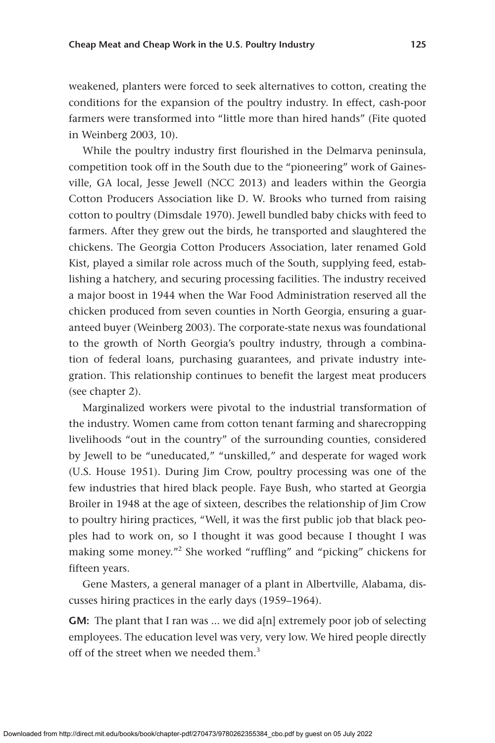weakened, planters were forced to seek alternatives to cotton, creating the conditions for the expansion of the poultry industry. In effect, cash-poor farmers were transformed into "little more than hired hands" (Fite quoted in Weinberg 2003, 10).

While the poultry industry first flourished in the Delmarva peninsula, competition took off in the South due to the "pioneering" work of Gainesville, GA local, Jesse Jewell (NCC 2013) and leaders within the Georgia Cotton Producers Association like D. W. Brooks who turned from raising cotton to poultry (Dimsdale 1970). Jewell bundled baby chicks with feed to farmers. After they grew out the birds, he transported and slaughtered the chickens. The Georgia Cotton Producers Association, later renamed Gold Kist, played a similar role across much of the South, supplying feed, establishing a hatchery, and securing processing facilities. The industry received a major boost in 1944 when the War Food Administration reserved all the chicken produced from seven counties in North Georgia, ensuring a guaranteed buyer (Weinberg 2003). The corporate-state nexus was foundational to the growth of North Georgia's poultry industry, through a combination of federal loans, purchasing guarantees, and private industry integration. This relationship continues to benefit the largest meat producers (see chapter 2).

Marginalized workers were pivotal to the industrial transformation of the industry. Women came from cotton tenant farming and sharecropping livelihoods "out in the country" of the surrounding counties, considered by Jewell to be "uneducated," "unskilled," and desperate for waged work (U.S. House 1951). During Jim Crow, poultry processing was one of the few industries that hired black people. Faye Bush, who started at Georgia Broiler in 1948 at the age of sixteen, describes the relationship of Jim Crow to poultry hiring practices, "Well, it was the first public job that black peoples had to work on, so I thought it was good because I thought I was making some money."[2] She worked "ruffling" and "picking" chickens for fifteen years.

Gene Masters, a general manager of a plant in Albertville, Alabama, discusses hiring practices in the early days (1959–1964).

**GM:** The plant that I ran was ... we did a[n] extremely poor job of selecting employees. The education level was very, very low. We hired people directly off of the street when we needed them.[3]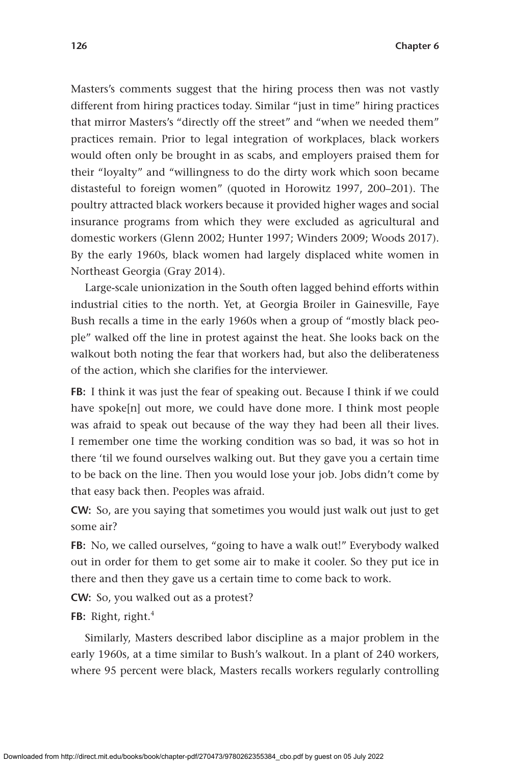Masters's comments suggest that the hiring process then was not vastly different from hiring practices today. Similar "just in time" hiring practices that mirror Masters's "directly off the street" and "when we needed them" practices remain. Prior to legal integration of workplaces, black workers would often only be brought in as scabs, and employers praised them for their "loyalty" and "willingness to do the dirty work which soon became distasteful to foreign women" (quoted in Horowitz 1997, 200–201). The poultry attracted black workers because it provided higher wages and social insurance programs from which they were excluded as agricultural and domestic workers (Glenn 2002; Hunter 1997; Winders 2009; Woods 2017). By the early 1960s, black women had largely displaced white women in Northeast Georgia (Gray 2014).

Large-scale unionization in the South often lagged behind efforts within industrial cities to the north. Yet, at Georgia Broiler in Gainesville, Faye Bush recalls a time in the early 1960s when a group of "mostly black people" walked off the line in protest against the heat. She looks back on the walkout both noting the fear that workers had, but also the deliberateness of the action, which she clarifies for the interviewer.

**FB:** I think it was just the fear of speaking out. Because I think if we could have spoke[n] out more, we could have done more. I think most people was afraid to speak out because of the way they had been all their lives. I remember one time the working condition was so bad, it was so hot in there 'til we found ourselves walking out. But they gave you a certain time to be back on the line. Then you would lose your job. Jobs didn't come by that easy back then. Peoples was afraid.

**CW:** So, are you saying that sometimes you would just walk out just to get some air?

**FB:** No, we called ourselves, "going to have a walk out!" Everybody walked out in order for them to get some air to make it cooler. So they put ice in there and then they gave us a certain time to come back to work.

**CW:** So, you walked out as a protest?

**FB:** Right, right.[4]

Similarly, Masters described labor discipline as a major problem in the early 1960s, at a time similar to Bush's walkout. In a plant of 240 workers, where 95 percent were black, Masters recalls workers regularly controlling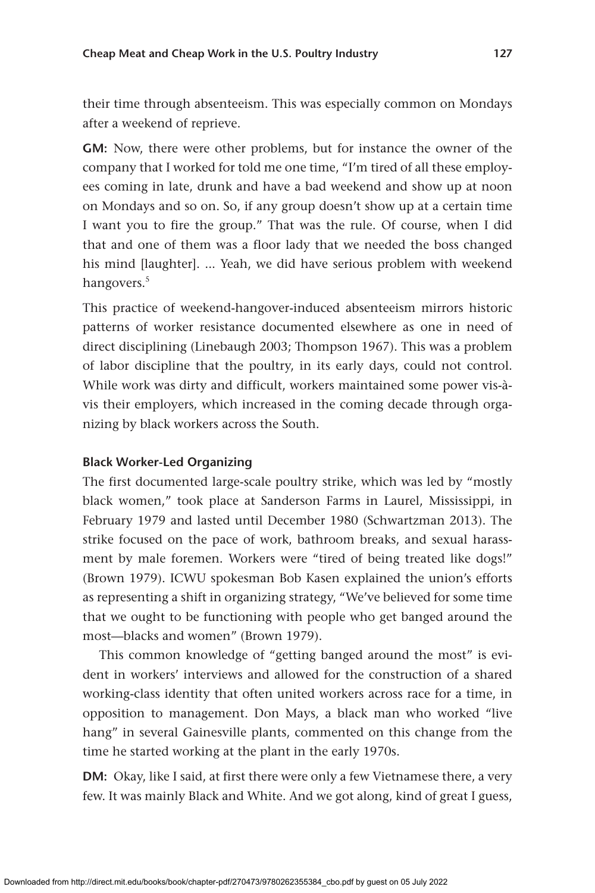their time through absenteeism. This was especially common on Mondays after a weekend of reprieve.

**GM:** Now, there were other problems, but for instance the owner of the company that I worked for told me one time, "I'm tired of all these employees coming in late, drunk and have a bad weekend and show up at noon on Mondays and so on. So, if any group doesn't show up at a certain time I want you to fire the group." That was the rule. Of course, when I did that and one of them was a floor lady that we needed the boss changed his mind [laughter]. ... Yeah, we did have serious problem with weekend hangovers.[5]

This practice of weekend-hangover-induced absenteeism mirrors historic patterns of worker resistance documented elsewhere as one in need of direct disciplining (Linebaugh 2003; Thompson 1967). This was a problem of labor discipline that the poultry, in its early days, could not control. While work was dirty and difficult, workers maintained some power vis-à-vis their employers, which increased in the coming decade through organizing by black workers across the South.

### Black Worker-Led Organizing

The first documented large-scale poultry strike, which was led by "mostly black women," took place at Sanderson Farms in Laurel, Mississippi, in February 1979 and lasted until December 1980 (Schwartzman 2013). The strike focused on the pace of work, bathroom breaks, and sexual harassment by male foremen. Workers were "tired of being treated like dogs!" (Brown 1979). ICWU spokesman Bob Kasen explained the union's efforts as representing a shift in organizing strategy, "We've believed for some time that we ought to be functioning with people who get banged around the most—blacks and women" (Brown 1979).

This common knowledge of "getting banged around the most" is evident in workers' interviews and allowed for the construction of a shared working-class identity that often united workers across race for a time, in opposition to management. Don Mays, a black man who worked "live hang" in several Gainesville plants, commented on this change from the time he started working at the plant in the early 1970s.

**DM:** Okay, like I said, at first there were only a few Vietnamese there, a very few. It was mainly Black and White. And we got along, kind of great I guess,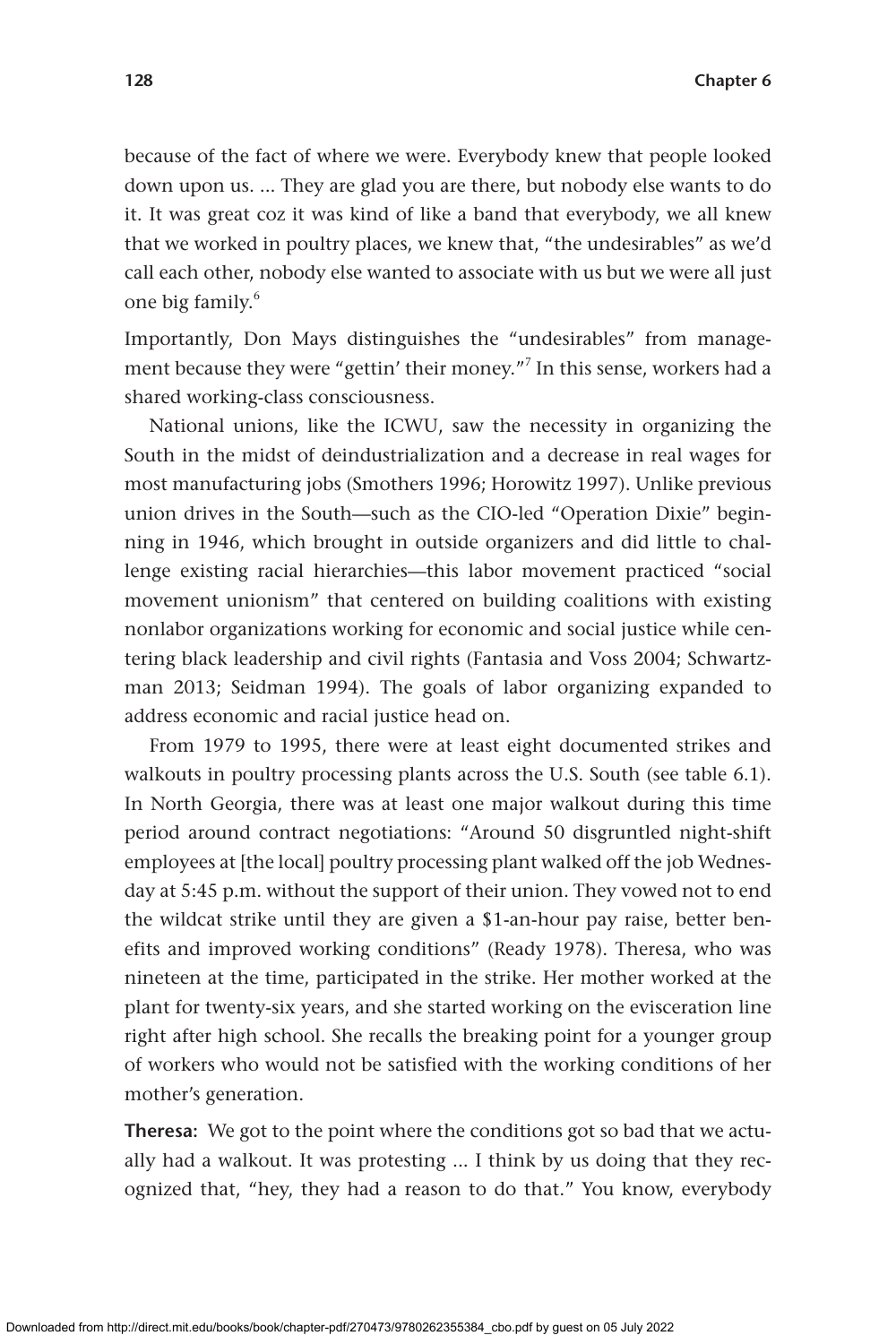because of the fact of where we were. Everybody knew that people looked down upon us. ... They are glad you are there, but nobody else wants to do it. It was great coz it was kind of like a band that everybody, we all knew that we worked in poultry places, we knew that, "the undesirables" as we'd call each other, nobody else wanted to associate with us but we were all just one big family.[6]

Importantly, Don Mays distinguishes the "undesirables" from management because they were "gettin' their money."[7] In this sense, workers had a shared working-class consciousness.

National unions, like the ICWU, saw the necessity in organizing the South in the midst of deindustrialization and a decrease in real wages for most manufacturing jobs (Smothers 1996; Horowitz 1997). Unlike previous union drives in the South—such as the CIO-led "Operation Dixie" beginning in 1946, which brought in outside organizers and did little to challenge existing racial hierarchies—this labor movement practiced "social movement unionism" that centered on building coalitions with existing nonlabor organizations working for economic and social justice while centering black leadership and civil rights (Fantasia and Voss 2004; Schwartzman 2013; Seidman 1994). The goals of labor organizing expanded to address economic and racial justice head on.

From 1979 to 1995, there were at least eight documented strikes and walkouts in poultry processing plants across the U.S. South (see table 6.1). In North Georgia, there was at least one major walkout during this time period around contract negotiations: "Around 50 disgruntled night-shift employees at [the local] poultry processing plant walked off the job Wednesday at 5:45 p.m. without the support of their union. They vowed not to end the wildcat strike until they are given a $1-an-hour pay raise, better benefits and improved working conditions" (Ready 1978). Theresa, who was nineteen at the time, participated in the strike. Her mother worked at the plant for twenty-six years, and she started working on the evisceration line right after high school. She recalls the breaking point for a younger group of workers who would not be satisfied with the working conditions of her mother's generation.

**Theresa:** We got to the point where the conditions got so bad that we actually had a walkout. It was protesting ... I think by us doing that they recognized that, "hey, they had a reason to do that." You know, everybody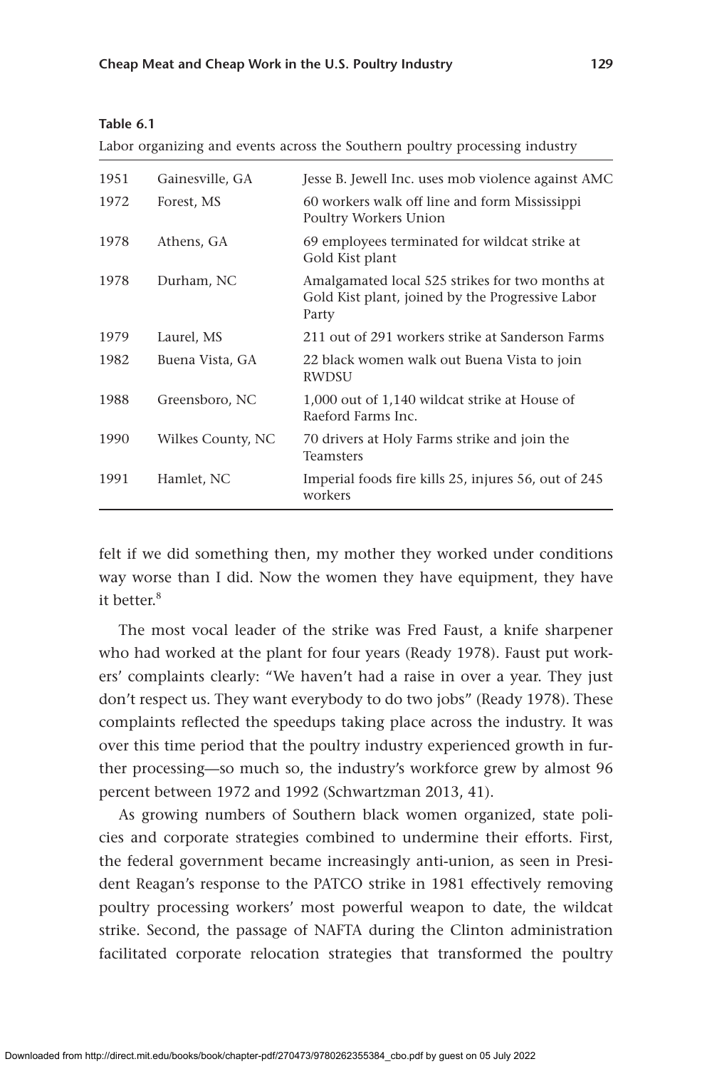**Table 6.1**

Labor organizing and events across the Southern poultry processing industry

| | | |
|---|---|---|
| 1951 | Gainesville, GA | Jesse B. Jewell Inc. uses mob violence against AMC |
| 1972 | Forest, MS | 60 workers walk off line and form Mississippi Poultry Workers Union |
| 1978 | Athens, GA | 69 employees terminated for wildcat strike at Gold Kist plant |
| 1978 | Durham, NC | Amalgamated local 525 strikes for two months at Gold Kist plant, joined by the Progressive Labor Party |
| 1979 | Laurel, MS | 211 out of 291 workers strike at Sanderson Farms |
| 1982 | Buena Vista, GA | 22 black women walk out Buena Vista to join RWDSU |
| 1988 | Greensboro, NC | 1,000 out of 1,140 wildcat strike at House of Raeford Farms Inc. |
| 1990 | Wilkes County, NC | 70 drivers at Holy Farms strike and join the Teamsters |
| 1991 | Hamlet, NC | Imperial foods fire kills 25, injures 56, out of 245 workers |

felt if we did something then, my mother they worked under conditions way worse than I did. Now the women they have equipment, they have it better.[8]

The most vocal leader of the strike was Fred Faust, a knife sharpener who had worked at the plant for four years (Ready 1978). Faust put workers' complaints clearly: "We haven't had a raise in over a year. They just don't respect us. They want everybody to do two jobs" (Ready 1978). These complaints reflected the speedups taking place across the industry. It was over this time period that the poultry industry experienced growth in further processing—so much so, the industry's workforce grew by almost 96 percent between 1972 and 1992 (Schwartzman 2013, 41).

As growing numbers of Southern black women organized, state policies and corporate strategies combined to undermine their efforts. First, the federal government became increasingly anti-union, as seen in President Reagan's response to the PATCO strike in 1981 effectively removing poultry processing workers' most powerful weapon to date, the wildcat strike. Second, the passage of NAFTA during the Clinton administration facilitated corporate relocation strategies that transformed the poultry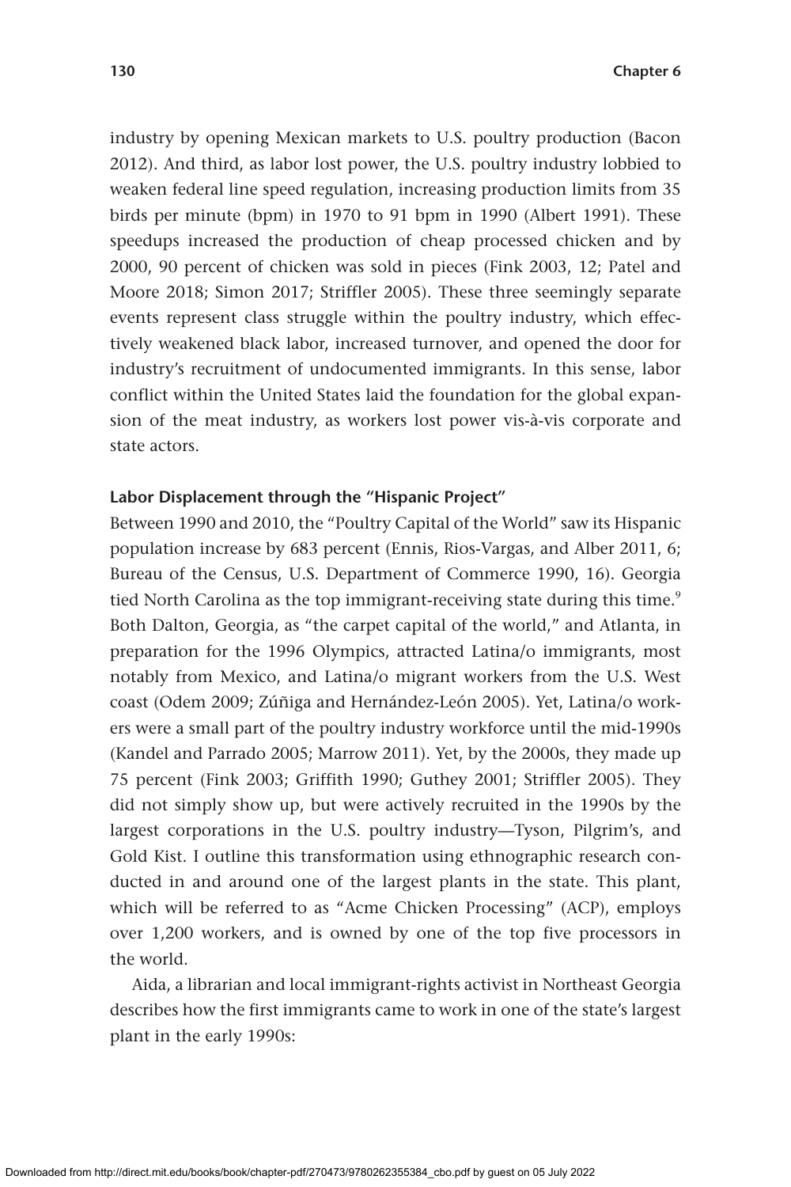industry by opening Mexican markets to U.S. poultry production (Bacon 2012). And third, as labor lost power, the U.S. poultry industry lobbied to weaken federal line speed regulation, increasing production limits from 35 birds per minute (bpm) in 1970 to 91 bpm in 1990 (Albert 1991). These speedups increased the production of cheap processed chicken and by 2000, 90 percent of chicken was sold in pieces (Fink 2003, 12; Patel and Moore 2018; Simon 2017; Striffler 2005). These three seemingly separate events represent class struggle within the poultry industry, which effectively weakened black labor, increased turnover, and opened the door for industry's recruitment of undocumented immigrants. In this sense, labor conflict within the United States laid the foundation for the global expansion of the meat industry, as workers lost power vis-à-vis corporate and state actors.

### Labor Displacement through the "Hispanic Project"

Between 1990 and 2010, the "Poultry Capital of the World" saw its Hispanic population increase by 683 percent (Ennis, Rios-Vargas, and Alber 2011, 6; Bureau of the Census, U.S. Department of Commerce 1990, 16). Georgia tied North Carolina as the top immigrant-receiving state during this time.[9] Both Dalton, Georgia, as "the carpet capital of the world," and Atlanta, in preparation for the 1996 Olympics, attracted Latina/o immigrants, most notably from Mexico, and Latina/o migrant workers from the U.S. West coast (Odem 2009; Zúñiga and Hernández-León 2005). Yet, Latina/o workers were a small part of the poultry industry workforce until the mid-1990s (Kandel and Parrado 2005; Marrow 2011). Yet, by the 2000s, they made up 75 percent (Fink 2003; Griffith 1990; Guthey 2001; Striffler 2005). They did not simply show up, but were actively recruited in the 1990s by the largest corporations in the U.S. poultry industry—Tyson, Pilgrim's, and Gold Kist. I outline this transformation using ethnographic research conducted in and around one of the largest plants in the state. This plant, which will be referred to as "Acme Chicken Processing" (ACP), employs over 1,200 workers, and is owned by one of the top five processors in the world.

Aida, a librarian and local immigrant-rights activist in Northeast Georgia describes how the first immigrants came to work in one of the state's largest plant in the early 1990s: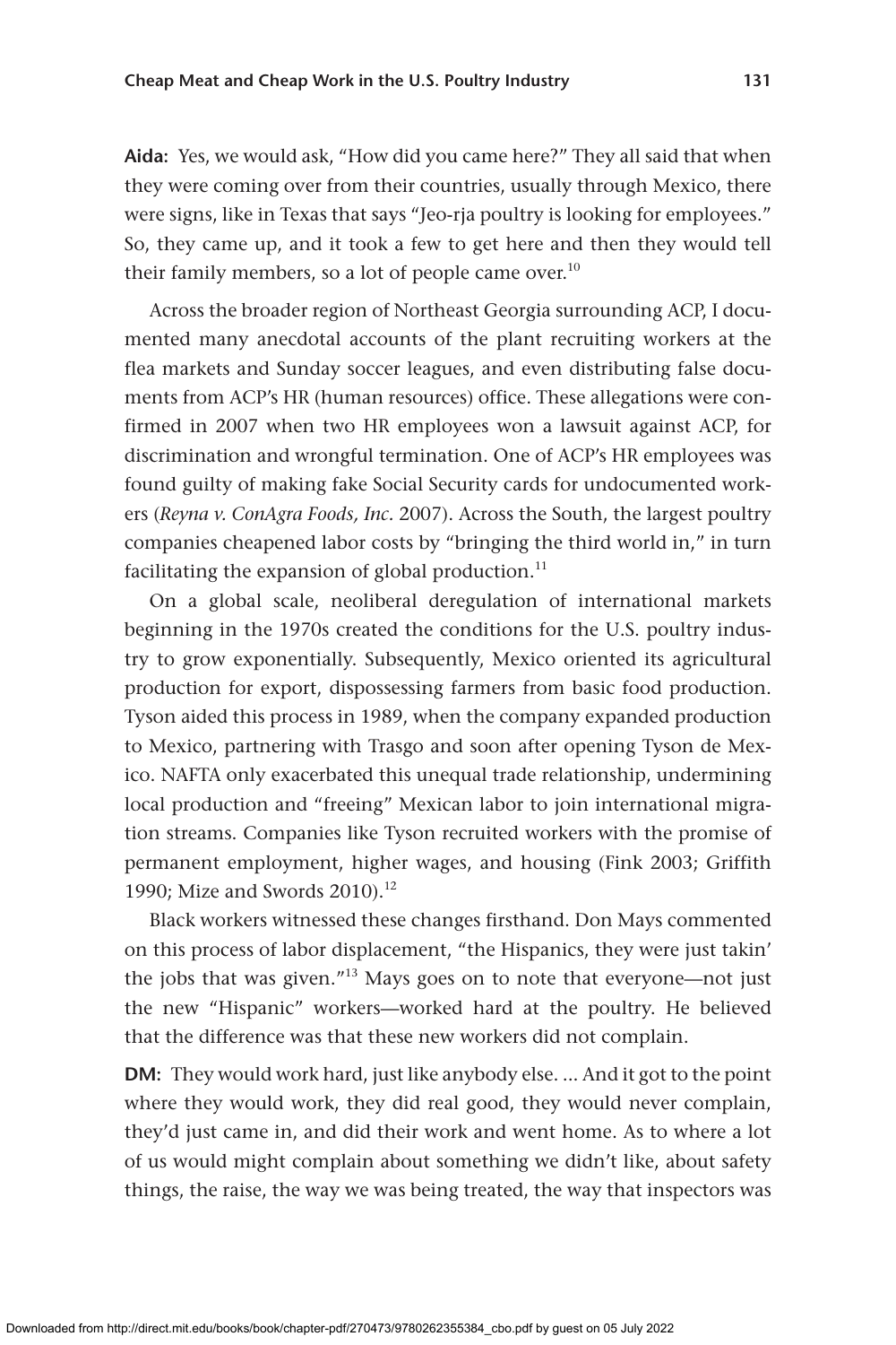**Aida:** Yes, we would ask, "How did you came here?" They all said that when they were coming over from their countries, usually through Mexico, there were signs, like in Texas that says "Jeo-rja poultry is looking for employees." So, they came up, and it took a few to get here and then they would tell their family members, so a lot of people came over.[10]

Across the broader region of Northeast Georgia surrounding ACP, I documented many anecdotal accounts of the plant recruiting workers at the flea markets and Sunday soccer leagues, and even distributing false documents from ACP's HR (human resources) office. These allegations were confirmed in 2007 when two HR employees won a lawsuit against ACP, for discrimination and wrongful termination. One of ACP's HR employees was found guilty of making fake Social Security cards for undocumented workers (*Reyna v. ConAgra Foods, Inc.* 2007). Across the South, the largest poultry companies cheapened labor costs by "bringing the third world in," in turn facilitating the expansion of global production.[11]

On a global scale, neoliberal deregulation of international markets beginning in the 1970s created the conditions for the U.S. poultry industry to grow exponentially. Subsequently, Mexico oriented its agricultural production for export, dispossessing farmers from basic food production. Tyson aided this process in 1989, when the company expanded production to Mexico, partnering with Trasgo and soon after opening Tyson de Mexico. NAFTA only exacerbated this unequal trade relationship, undermining local production and "freeing" Mexican labor to join international migration streams. Companies like Tyson recruited workers with the promise of permanent employment, higher wages, and housing (Fink 2003; Griffith 1990; Mize and Swords 2010).[12]

Black workers witnessed these changes firsthand. Don Mays commented on this process of labor displacement, "the Hispanics, they were just takin' the jobs that was given."[13] Mays goes on to note that everyone—not just the new "Hispanic" workers—worked hard at the poultry. He believed that the difference was that these new workers did not complain.

**DM:** They would work hard, just like anybody else. ... And it got to the point where they would work, they did real good, they would never complain, they'd just came in, and did their work and went home. As to where a lot of us would might complain about something we didn't like, about safety things, the raise, the way we was being treated, the way that inspectors was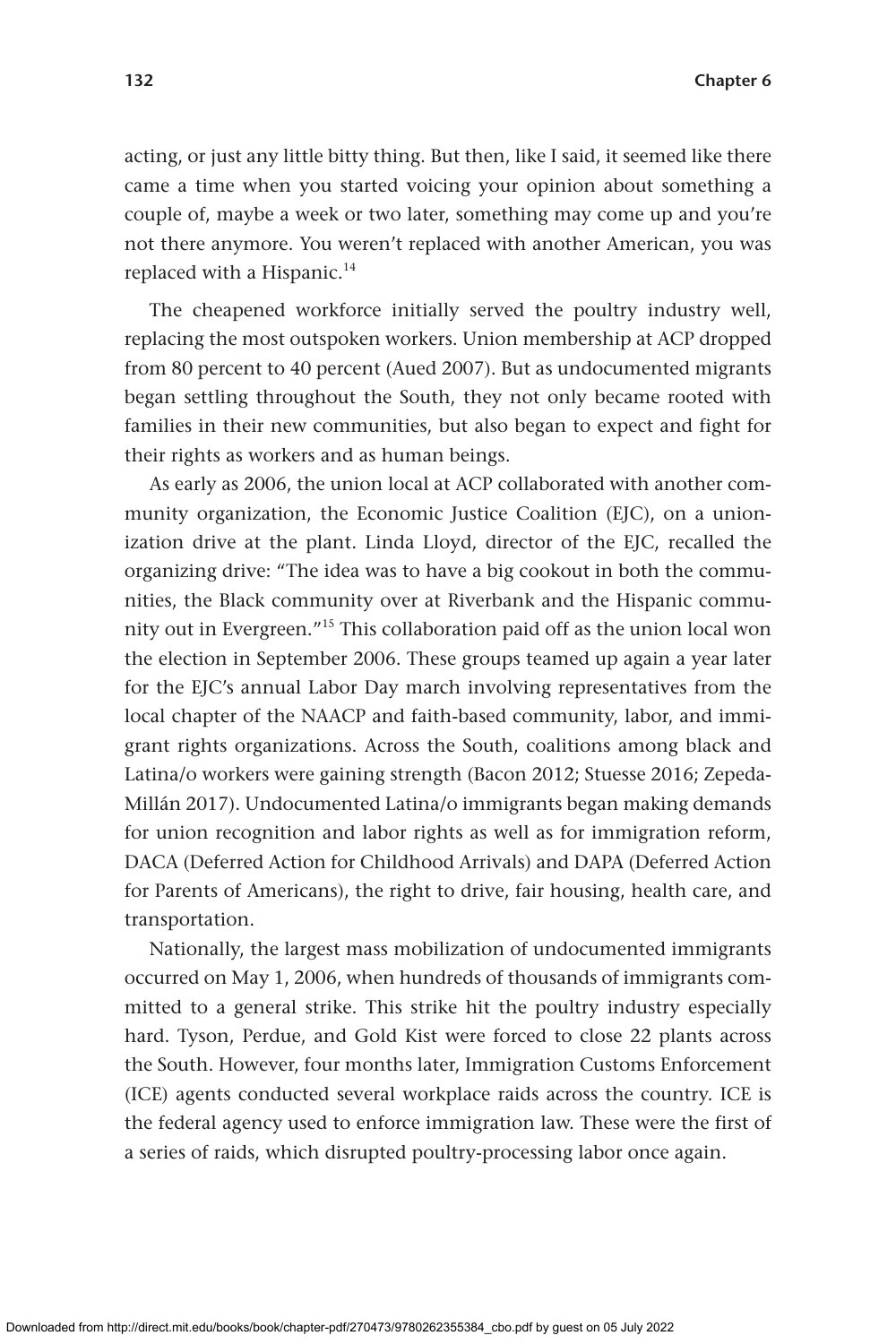acting, or just any little bitty thing. But then, like I said, it seemed like there came a time when you started voicing your opinion about something a couple of, maybe a week or two later, something may come up and you're not there anymore. You weren't replaced with another American, you was replaced with a Hispanic.[14]

The cheapened workforce initially served the poultry industry well, replacing the most outspoken workers. Union membership at ACP dropped from 80 percent to 40 percent (Aued 2007). But as undocumented migrants began settling throughout the South, they not only became rooted with families in their new communities, but also began to expect and fight for their rights as workers and as human beings.

As early as 2006, the union local at ACP collaborated with another community organization, the Economic Justice Coalition (EJC), on a unionization drive at the plant. Linda Lloyd, director of the EJC, recalled the organizing drive: "The idea was to have a big cookout in both the communities, the Black community over at Riverbank and the Hispanic community out in Evergreen."[15] This collaboration paid off as the union local won the election in September 2006. These groups teamed up again a year later for the EJC's annual Labor Day march involving representatives from the local chapter of the NAACP and faith-based community, labor, and immigrant rights organizations. Across the South, coalitions among black and Latina/o workers were gaining strength (Bacon 2012; Stuesse 2016; Zepeda-Millán 2017). Undocumented Latina/o immigrants began making demands for union recognition and labor rights as well as for immigration reform, DACA (Deferred Action for Childhood Arrivals) and DAPA (Deferred Action for Parents of Americans), the right to drive, fair housing, health care, and transportation.

Nationally, the largest mass mobilization of undocumented immigrants occurred on May 1, 2006, when hundreds of thousands of immigrants committed to a general strike. This strike hit the poultry industry especially hard. Tyson, Perdue, and Gold Kist were forced to close 22 plants across the South. However, four months later, Immigration Customs Enforcement (ICE) agents conducted several workplace raids across the country. ICE is the federal agency used to enforce immigration law. These were the first of a series of raids, which disrupted poultry-processing labor once again.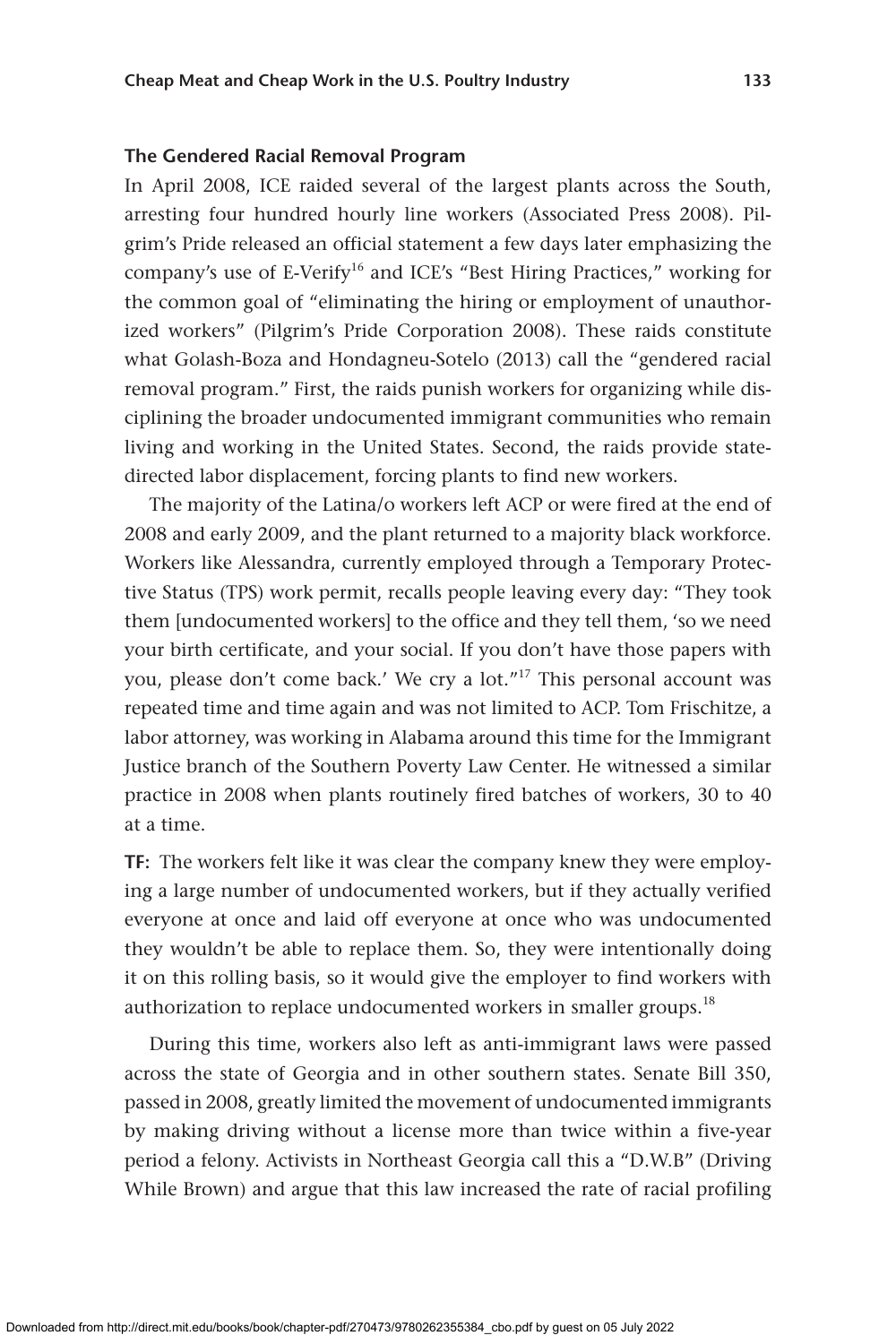### The Gendered Racial Removal Program

In April 2008, ICE raided several of the largest plants across the South, arresting four hundred hourly line workers (Associated Press 2008). Pilgrim's Pride released an official statement a few days later emphasizing the company's use of E-Verify[16] and ICE's "Best Hiring Practices," working for the common goal of "eliminating the hiring or employment of unauthorized workers" (Pilgrim's Pride Corporation 2008). These raids constitute what Golash-Boza and Hondagneu-Sotelo (2013) call the "gendered racial removal program." First, the raids punish workers for organizing while disciplining the broader undocumented immigrant communities who remain living and working in the United States. Second, the raids provide state-directed labor displacement, forcing plants to find new workers.

The majority of the Latina/o workers left ACP or were fired at the end of 2008 and early 2009, and the plant returned to a majority black workforce. Workers like Alessandra, currently employed through a Temporary Protective Status (TPS) work permit, recalls people leaving every day: "They took them [undocumented workers] to the office and they tell them, 'so we need your birth certificate, and your social. If you don't have those papers with you, please don't come back.' We cry a lot."[17] This personal account was repeated time and time again and was not limited to ACP. Tom Frischitze, a labor attorney, was working in Alabama around this time for the Immigrant Justice branch of the Southern Poverty Law Center. He witnessed a similar practice in 2008 when plants routinely fired batches of workers, 30 to 40 at a time.

**TF:** The workers felt like it was clear the company knew they were employing a large number of undocumented workers, but if they actually verified everyone at once and laid off everyone at once who was undocumented they wouldn't be able to replace them. So, they were intentionally doing it on this rolling basis, so it would give the employer to find workers with authorization to replace undocumented workers in smaller groups.[18]

During this time, workers also left as anti-immigrant laws were passed across the state of Georgia and in other southern states. Senate Bill 350, passed in 2008, greatly limited the movement of undocumented immigrants by making driving without a license more than twice within a five-year period a felony. Activists in Northeast Georgia call this a "D.W.B" (Driving While Brown) and argue that this law increased the rate of racial profiling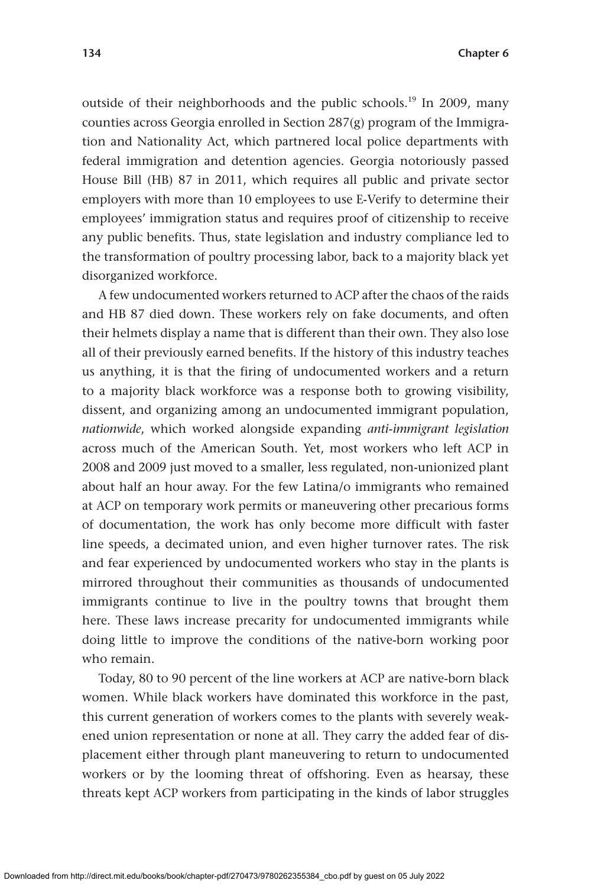outside of their neighborhoods and the public schools.[19] In 2009, many counties across Georgia enrolled in Section 287(g) program of the Immigration and Nationality Act, which partnered local police departments with federal immigration and detention agencies. Georgia notoriously passed House Bill (HB) 87 in 2011, which requires all public and private sector employers with more than 10 employees to use E-Verify to determine their employees' immigration status and requires proof of citizenship to receive any public benefits. Thus, state legislation and industry compliance led to the transformation of poultry processing labor, back to a majority black yet disorganized workforce.

A few undocumented workers returned to ACP after the chaos of the raids and HB 87 died down. These workers rely on fake documents, and often their helmets display a name that is different than their own. They also lose all of their previously earned benefits. If the history of this industry teaches us anything, it is that the firing of undocumented workers and a return to a majority black workforce was a response both to growing visibility, dissent, and organizing among an undocumented immigrant population, *nationwide*, which worked alongside expanding *anti-immigrant legislation* across much of the American South. Yet, most workers who left ACP in 2008 and 2009 just moved to a smaller, less regulated, non-unionized plant about half an hour away. For the few Latina/o immigrants who remained at ACP on temporary work permits or maneuvering other precarious forms of documentation, the work has only become more difficult with faster line speeds, a decimated union, and even higher turnover rates. The risk and fear experienced by undocumented workers who stay in the plants is mirrored throughout their communities as thousands of undocumented immigrants continue to live in the poultry towns that brought them here. These laws increase precarity for undocumented immigrants while doing little to improve the conditions of the native-born working poor who remain.

Today, 80 to 90 percent of the line workers at ACP are native-born black women. While black workers have dominated this workforce in the past, this current generation of workers comes to the plants with severely weakened union representation or none at all. They carry the added fear of displacement either through plant maneuvering to return to undocumented workers or by the looming threat of offshoring. Even as hearsay, these threats kept ACP workers from participating in the kinds of labor struggles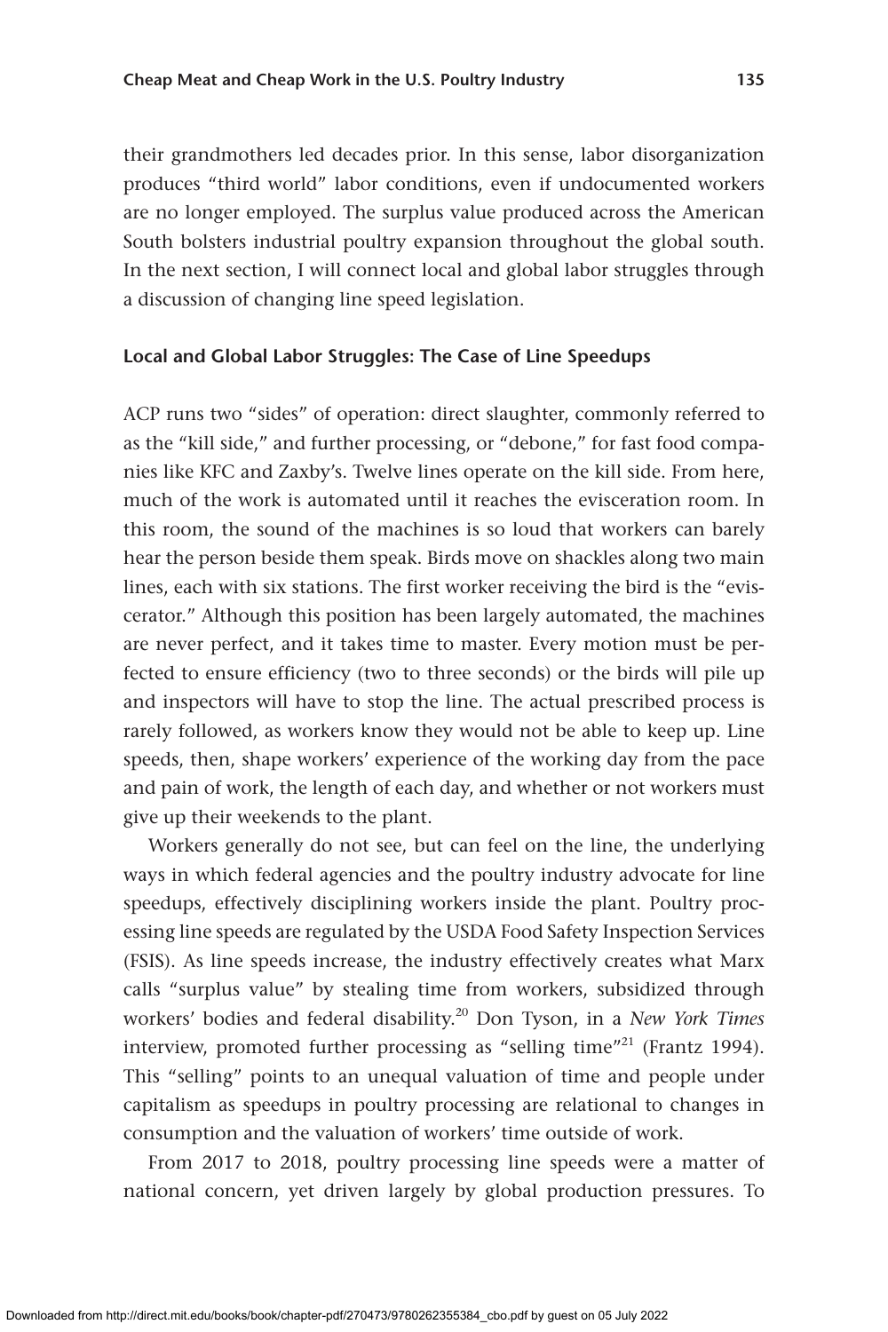their grandmothers led decades prior. In this sense, labor disorganization produces "third world" labor conditions, even if undocumented workers are no longer employed. The surplus value produced across the American South bolsters industrial poultry expansion throughout the global south. In the next section, I will connect local and global labor struggles through a discussion of changing line speed legislation.

### Local and Global Labor Struggles: The Case of Line Speedups

ACP runs two "sides" of operation: direct slaughter, commonly referred to as the "kill side," and further processing, or "debone," for fast food companies like KFC and Zaxby's. Twelve lines operate on the kill side. From here, much of the work is automated until it reaches the evisceration room. In this room, the sound of the machines is so loud that workers can barely hear the person beside them speak. Birds move on shackles along two main lines, each with six stations. The first worker receiving the bird is the "eviscerator." Although this position has been largely automated, the machines are never perfect, and it takes time to master. Every motion must be perfected to ensure efficiency (two to three seconds) or the birds will pile up and inspectors will have to stop the line. The actual prescribed process is rarely followed, as workers know they would not be able to keep up. Line speeds, then, shape workers' experience of the working day from the pace and pain of work, the length of each day, and whether or not workers must give up their weekends to the plant.

Workers generally do not see, but can feel on the line, the underlying ways in which federal agencies and the poultry industry advocate for line speedups, effectively disciplining workers inside the plant. Poultry processing line speeds are regulated by the USDA Food Safety Inspection Services (FSIS). As line speeds increase, the industry effectively creates what Marx calls "surplus value" by stealing time from workers, subsidized through workers' bodies and federal disability.[20] Don Tyson, in a *New York Times* interview, promoted further processing as "selling time"[21] (Frantz 1994). This "selling" points to an unequal valuation of time and people under capitalism as speedups in poultry processing are relational to changes in consumption and the valuation of workers' time outside of work.

From 2017 to 2018, poultry processing line speeds were a matter of national concern, yet driven largely by global production pressures. To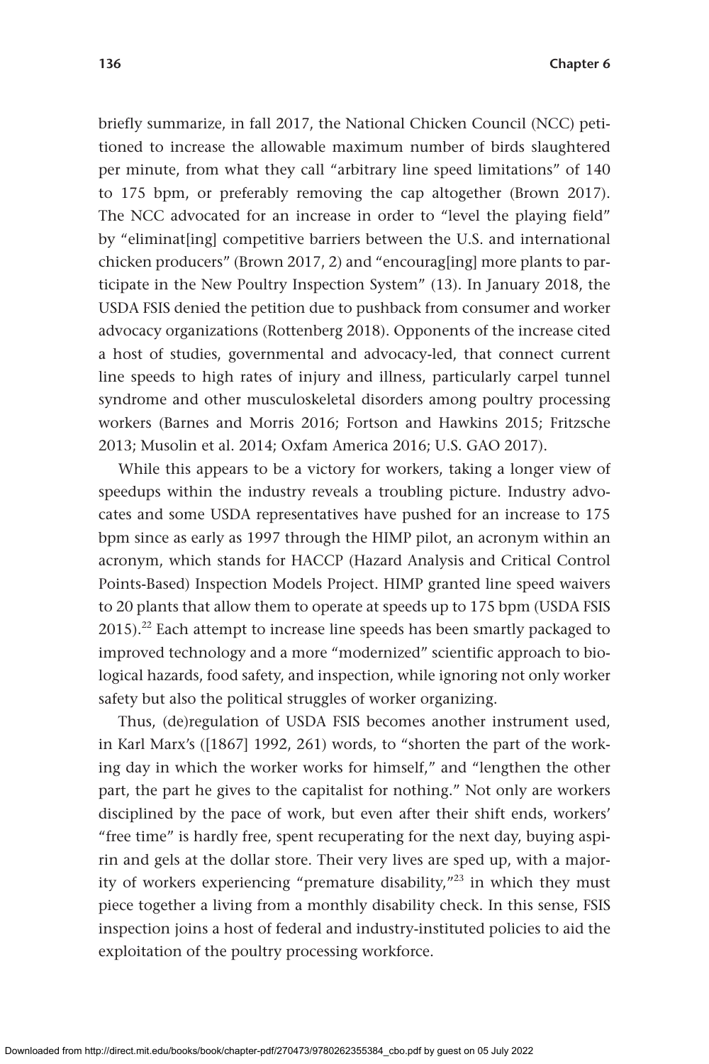briefly summarize, in fall 2017, the National Chicken Council (NCC) petitioned to increase the allowable maximum number of birds slaughtered per minute, from what they call "arbitrary line speed limitations" of 140 to 175 bpm, or preferably removing the cap altogether (Brown 2017). The NCC advocated for an increase in order to "level the playing field" by "eliminat[ing] competitive barriers between the U.S. and international chicken producers" (Brown 2017, 2) and "encourag[ing] more plants to participate in the New Poultry Inspection System" (13). In January 2018, the USDA FSIS denied the petition due to pushback from consumer and worker advocacy organizations (Rottenberg 2018). Opponents of the increase cited a host of studies, governmental and advocacy-led, that connect current line speeds to high rates of injury and illness, particularly carpel tunnel syndrome and other musculoskeletal disorders among poultry processing workers (Barnes and Morris 2016; Fortson and Hawkins 2015; Fritzsche 2013; Musolin et al. 2014; Oxfam America 2016; U.S. GAO 2017).

While this appears to be a victory for workers, taking a longer view of speedups within the industry reveals a troubling picture. Industry advocates and some USDA representatives have pushed for an increase to 175 bpm since as early as 1997 through the HIMP pilot, an acronym within an acronym, which stands for HACCP (Hazard Analysis and Critical Control Points-Based) Inspection Models Project. HIMP granted line speed waivers to 20 plants that allow them to operate at speeds up to 175 bpm (USDA FSIS 2015).[22] Each attempt to increase line speeds has been smartly packaged to improved technology and a more "modernized" scientific approach to biological hazards, food safety, and inspection, while ignoring not only worker safety but also the political struggles of worker organizing.

Thus, (de)regulation of USDA FSIS becomes another instrument used, in Karl Marx's ([1867] 1992, 261) words, to "shorten the part of the working day in which the worker works for himself," and "lengthen the other part, the part he gives to the capitalist for nothing." Not only are workers disciplined by the pace of work, but even after their shift ends, workers' "free time" is hardly free, spent recuperating for the next day, buying aspirin and gels at the dollar store. Their very lives are sped up, with a majority of workers experiencing "premature disability,"[23] in which they must piece together a living from a monthly disability check. In this sense, FSIS inspection joins a host of federal and industry-instituted policies to aid the exploitation of the poultry processing workforce.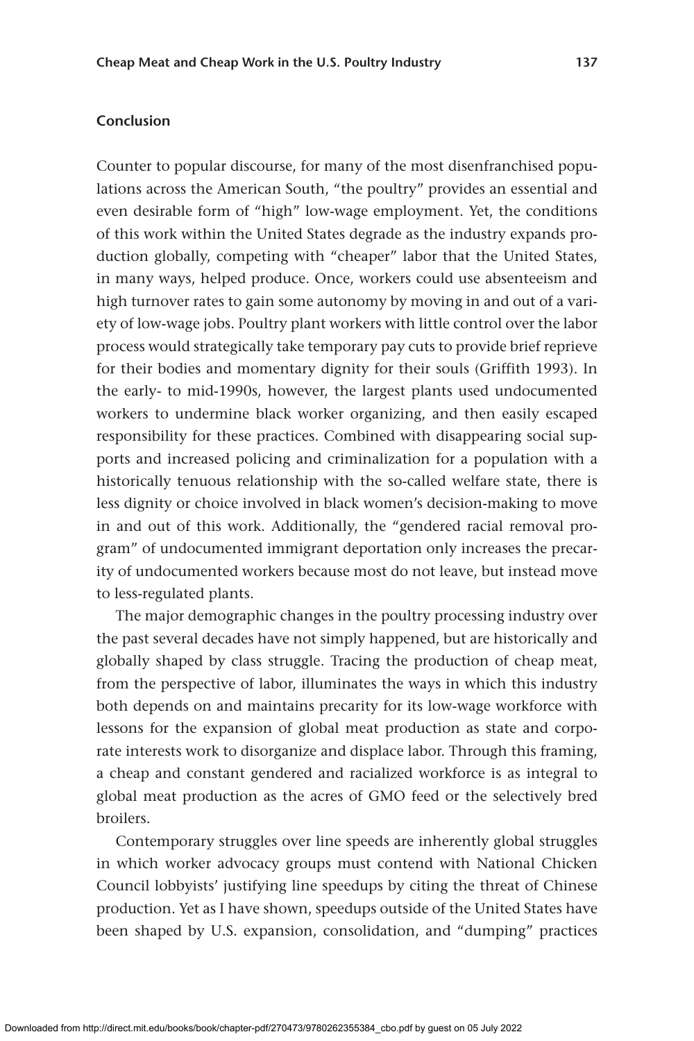## Conclusion

Counter to popular discourse, for many of the most disenfranchised populations across the American South, "the poultry" provides an essential and even desirable form of "high" low-wage employment. Yet, the conditions of this work within the United States degrade as the industry expands production globally, competing with "cheaper" labor that the United States, in many ways, helped produce. Once, workers could use absenteeism and high turnover rates to gain some autonomy by moving in and out of a variety of low-wage jobs. Poultry plant workers with little control over the labor process would strategically take temporary pay cuts to provide brief reprieve for their bodies and momentary dignity for their souls (Griffith 1993). In the early- to mid-1990s, however, the largest plants used undocumented workers to undermine black worker organizing, and then easily escaped responsibility for these practices. Combined with disappearing social supports and increased policing and criminalization for a population with a historically tenuous relationship with the so-called welfare state, there is less dignity or choice involved in black women's decision-making to move in and out of this work. Additionally, the "gendered racial removal program" of undocumented immigrant deportation only increases the precarity of undocumented workers because most do not leave, but instead move to less-regulated plants.

The major demographic changes in the poultry processing industry over the past several decades have not simply happened, but are historically and globally shaped by class struggle. Tracing the production of cheap meat, from the perspective of labor, illuminates the ways in which this industry both depends on and maintains precarity for its low-wage workforce with lessons for the expansion of global meat production as state and corporate interests work to disorganize and displace labor. Through this framing, a cheap and constant gendered and racialized workforce is as integral to global meat production as the acres of GMO feed or the selectively bred broilers.

Contemporary struggles over line speeds are inherently global struggles in which worker advocacy groups must contend with National Chicken Council lobbyists' justifying line speedups by citing the threat of Chinese production. Yet as I have shown, speedups outside of the United States have been shaped by U.S. expansion, consolidation, and "dumping" practices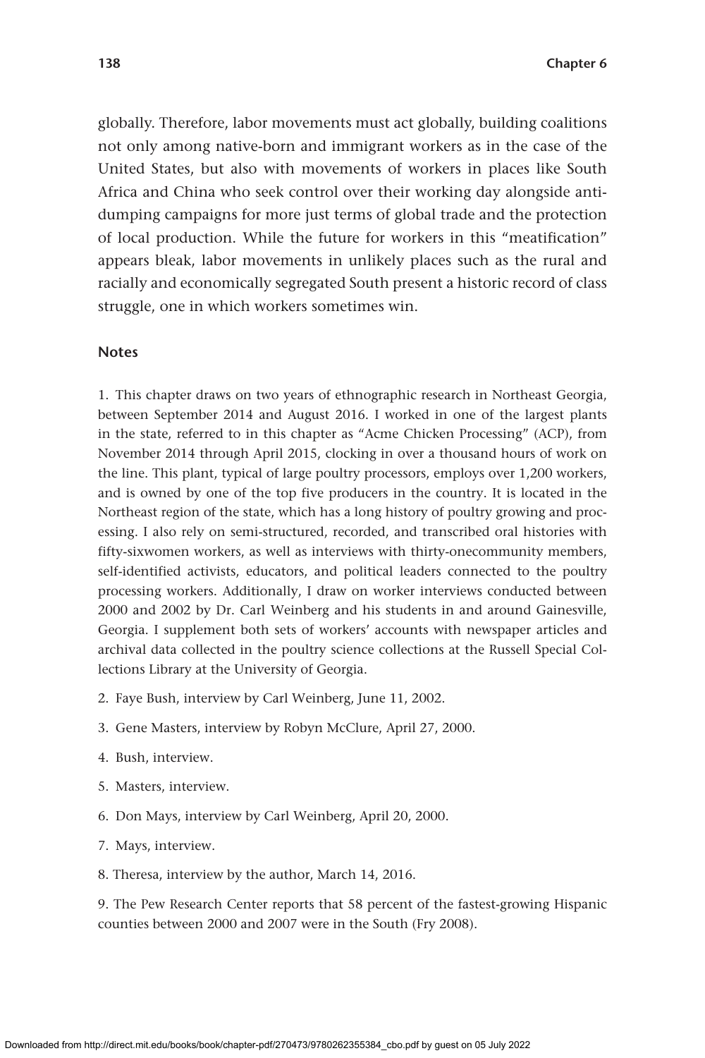globally. Therefore, labor movements must act globally, building coalitions not only among native-born and immigrant workers as in the case of the United States, but also with movements of workers in places like South Africa and China who seek control over their working day alongside anti-dumping campaigns for more just terms of global trade and the protection of local production. While the future for workers in this "meatification" appears bleak, labor movements in unlikely places such as the rural and racially and economically segregated South present a historic record of class struggle, one in which workers sometimes win.

### Notes

1. This chapter draws on two years of ethnographic research in Northeast Georgia, between September 2014 and August 2016. I worked in one of the largest plants in the state, referred to in this chapter as "Acme Chicken Processing" (ACP), from November 2014 through April 2015, clocking in over a thousand hours of work on the line. This plant, typical of large poultry processors, employs over 1,200 workers, and is owned by one of the top five producers in the country. It is located in the Northeast region of the state, which has a long history of poultry growing and processing. I also rely on semi-structured, recorded, and transcribed oral histories with fifty-sixwomen workers, as well as interviews with thirty-onecommunity members, self-identified activists, educators, and political leaders connected to the poultry processing workers. Additionally, I draw on worker interviews conducted between 2000 and 2002 by Dr. Carl Weinberg and his students in and around Gainesville, Georgia. I supplement both sets of workers' accounts with newspaper articles and archival data collected in the poultry science collections at the Russell Special Collections Library at the University of Georgia.

2. Faye Bush, interview by Carl Weinberg, June 11, 2002.

3. Gene Masters, interview by Robyn McClure, April 27, 2000.

4. Bush, interview.

5. Masters, interview.

6. Don Mays, interview by Carl Weinberg, April 20, 2000.

7. Mays, interview.

8. Theresa, interview by the author, March 14, 2016.

9. The Pew Research Center reports that 58 percent of the fastest-growing Hispanic counties between 2000 and 2007 were in the South (Fry 2008).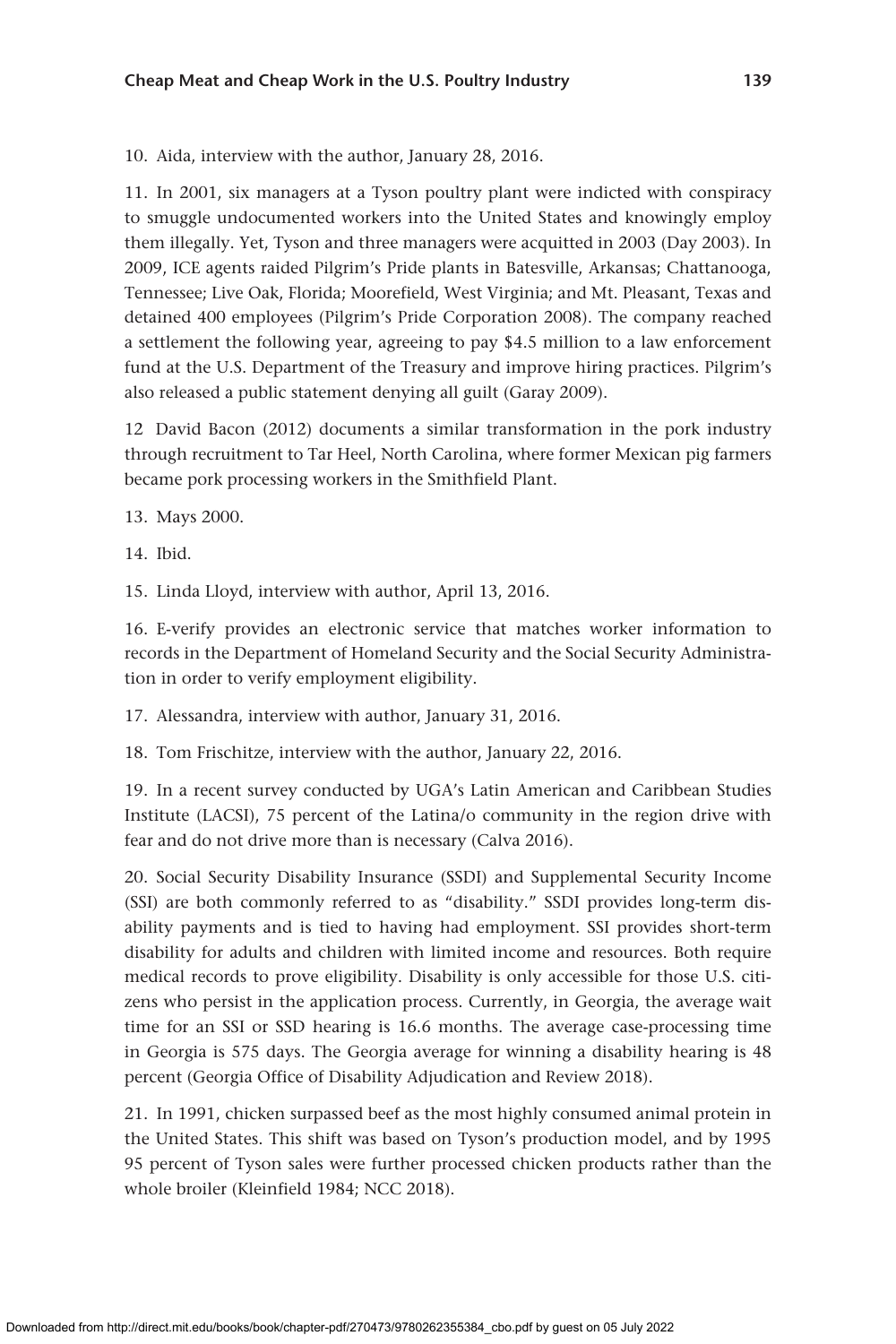10. Aida, interview with the author, January 28, 2016.

11. In 2001, six managers at a Tyson poultry plant were indicted with conspiracy to smuggle undocumented workers into the United States and knowingly employ them illegally. Yet, Tyson and three managers were acquitted in 2003 (Day 2003). In 2009, ICE agents raided Pilgrim's Pride plants in Batesville, Arkansas; Chattanooga, Tennessee; Live Oak, Florida; Moorefield, West Virginia; and Mt. Pleasant, Texas and detained 400 employees (Pilgrim's Pride Corporation 2008). The company reached a settlement the following year, agreeing to pay $4.5 million to a law enforcement fund at the U.S. Department of the Treasury and improve hiring practices. Pilgrim's also released a public statement denying all guilt (Garay 2009).

12 David Bacon (2012) documents a similar transformation in the pork industry through recruitment to Tar Heel, North Carolina, where former Mexican pig farmers became pork processing workers in the Smithfield Plant.

13. Mays 2000.

14. Ibid.

15. Linda Lloyd, interview with author, April 13, 2016.

16. E-verify provides an electronic service that matches worker information to records in the Department of Homeland Security and the Social Security Administration in order to verify employment eligibility.

17. Alessandra, interview with author, January 31, 2016.

18. Tom Frischitze, interview with the author, January 22, 2016.

19. In a recent survey conducted by UGA's Latin American and Caribbean Studies Institute (LACSI), 75 percent of the Latina/o community in the region drive with fear and do not drive more than is necessary (Calva 2016).

20. Social Security Disability Insurance (SSDI) and Supplemental Security Income (SSI) are both commonly referred to as "disability." SSDI provides long-term disability payments and is tied to having had employment. SSI provides short-term disability for adults and children with limited income and resources. Both require medical records to prove eligibility. Disability is only accessible for those U.S. citizens who persist in the application process. Currently, in Georgia, the average wait time for an SSI or SSD hearing is 16.6 months. The average case-processing time in Georgia is 575 days. The Georgia average for winning a disability hearing is 48 percent (Georgia Office of Disability Adjudication and Review 2018).

21. In 1991, chicken surpassed beef as the most highly consumed animal protein in the United States. This shift was based on Tyson's production model, and by 1995 95 percent of Tyson sales were further processed chicken products rather than the whole broiler (Kleinfield 1984; NCC 2018).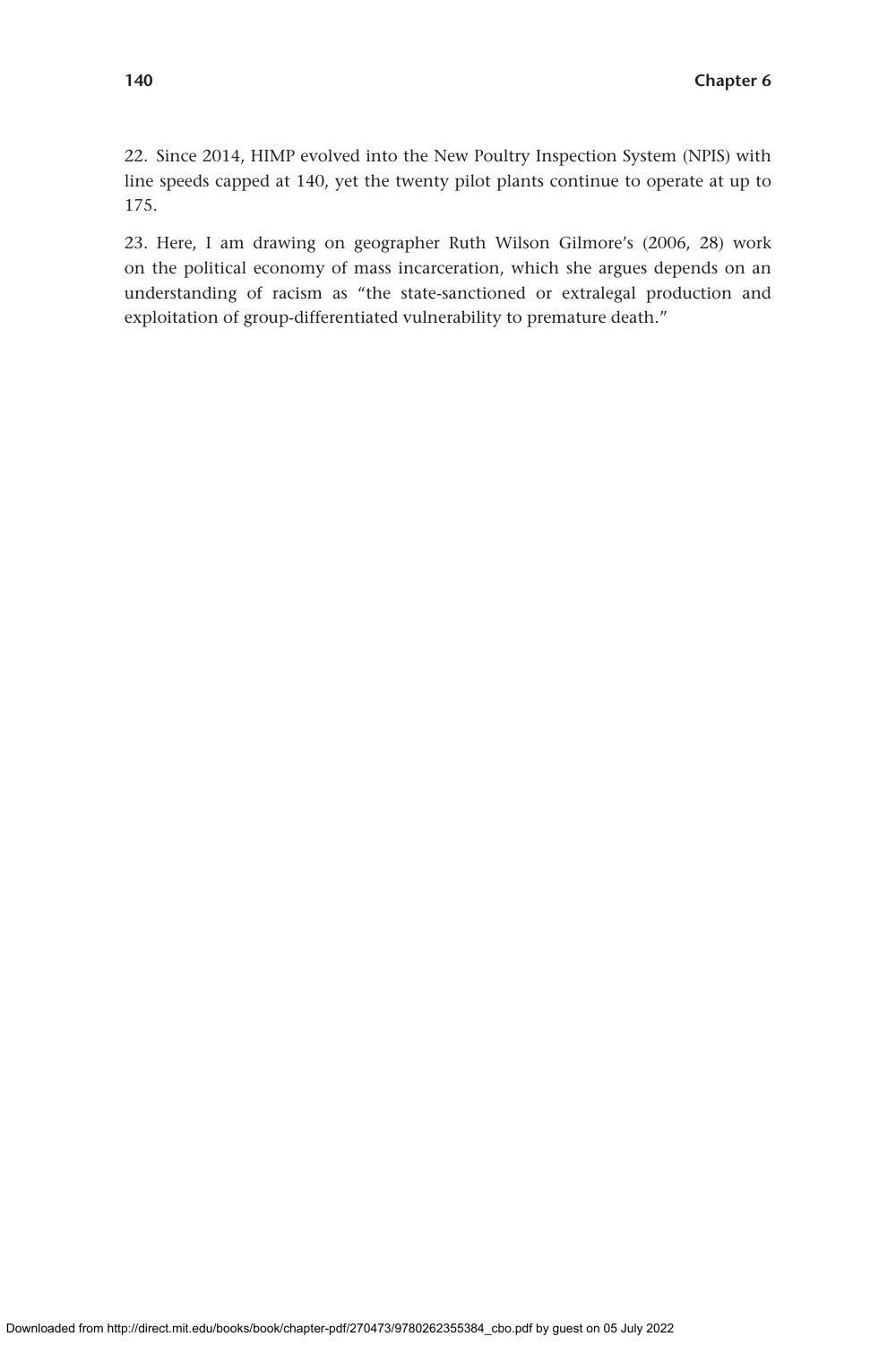22. Since 2014, HIMP evolved into the New Poultry Inspection System (NPIS) with line speeds capped at 140, yet the twenty pilot plants continue to operate at up to 175.

23. Here, I am drawing on geographer Ruth Wilson Gilmore's (2006, 28) work on the political economy of mass incarceration, which she argues depends on an understanding of racism as "the state-sanctioned or extralegal production and exploitation of group-differentiated vulnerability to premature death."